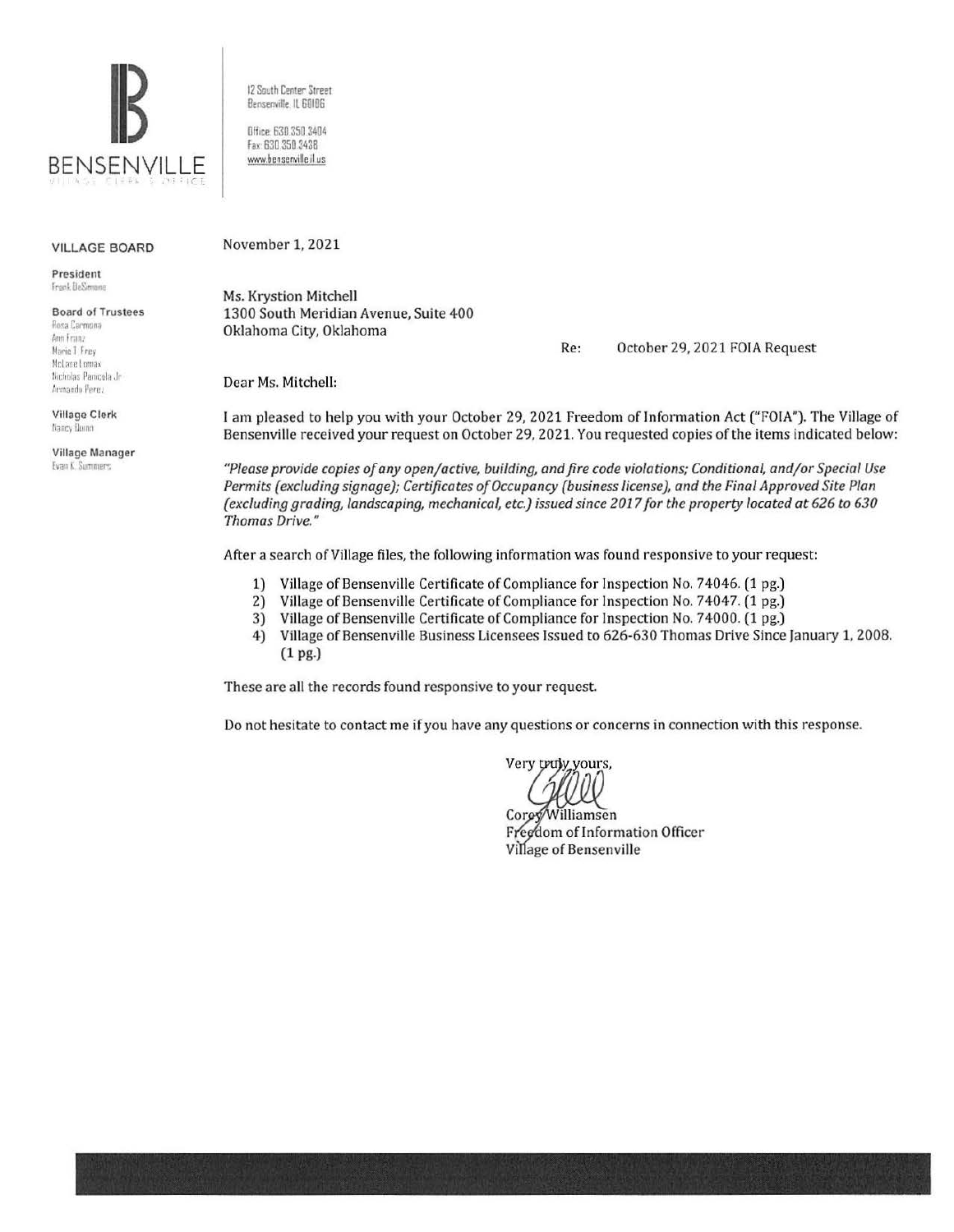**BENSENVILLE**
VILLAGE CLERK'S OFFICE

12 South Center Street
Bensenville, IL 60106

Office: 630.350.3404
Fax: 630.350.3438
www.bensenville.il.us

**VILLAGE BOARD**

**President**
Frank DeSimone

**Board of Trustees**
Rosa Carmona
Ann Franz
Marie T. Frey
McLane Lomax
Nicholas Panicola Jr.
Armando Perez

**Village Clerk**
Nancy Quinn

**Village Manager**
Evan K. Summers

November 1, 2021

Ms. Krystion Mitchell
1300 South Meridian Avenue, Suite 400
Oklahoma City, Oklahoma

Re: October 29, 2021 FOIA Request

Dear Ms. Mitchell:

I am pleased to help you with your October 29, 2021 Freedom of Information Act ("FOIA"). The Village of Bensenville received your request on October 29, 2021. You requested copies of the items indicated below:

*"Please provide copies of any open/active, building, and fire code violations; Conditional, and/or Special Use Permits (excluding signage); Certificates of Occupancy (business license), and the Final Approved Site Plan (excluding grading, landscaping, mechanical, etc.) issued since 2017 for the property located at 626 to 630 Thomas Drive."*

After a search of Village files, the following information was found responsive to your request:

1) Village of Bensenville Certificate of Compliance for Inspection No. 74046. (1 pg.)
2) Village of Bensenville Certificate of Compliance for Inspection No. 74047. (1 pg.)
3) Village of Bensenville Certificate of Compliance for Inspection No. 74000. (1 pg.)
4) Village of Bensenville Business Licensees Issued to 626-630 Thomas Drive Since January 1, 2008. (1 pg.)

These are all the records found responsive to your request.

Do not hesitate to contact me if you have any questions or concerns in connection with this response.

Very truly yours,

Corey Williamsen
Freedom of Information Officer
Village of Bensenville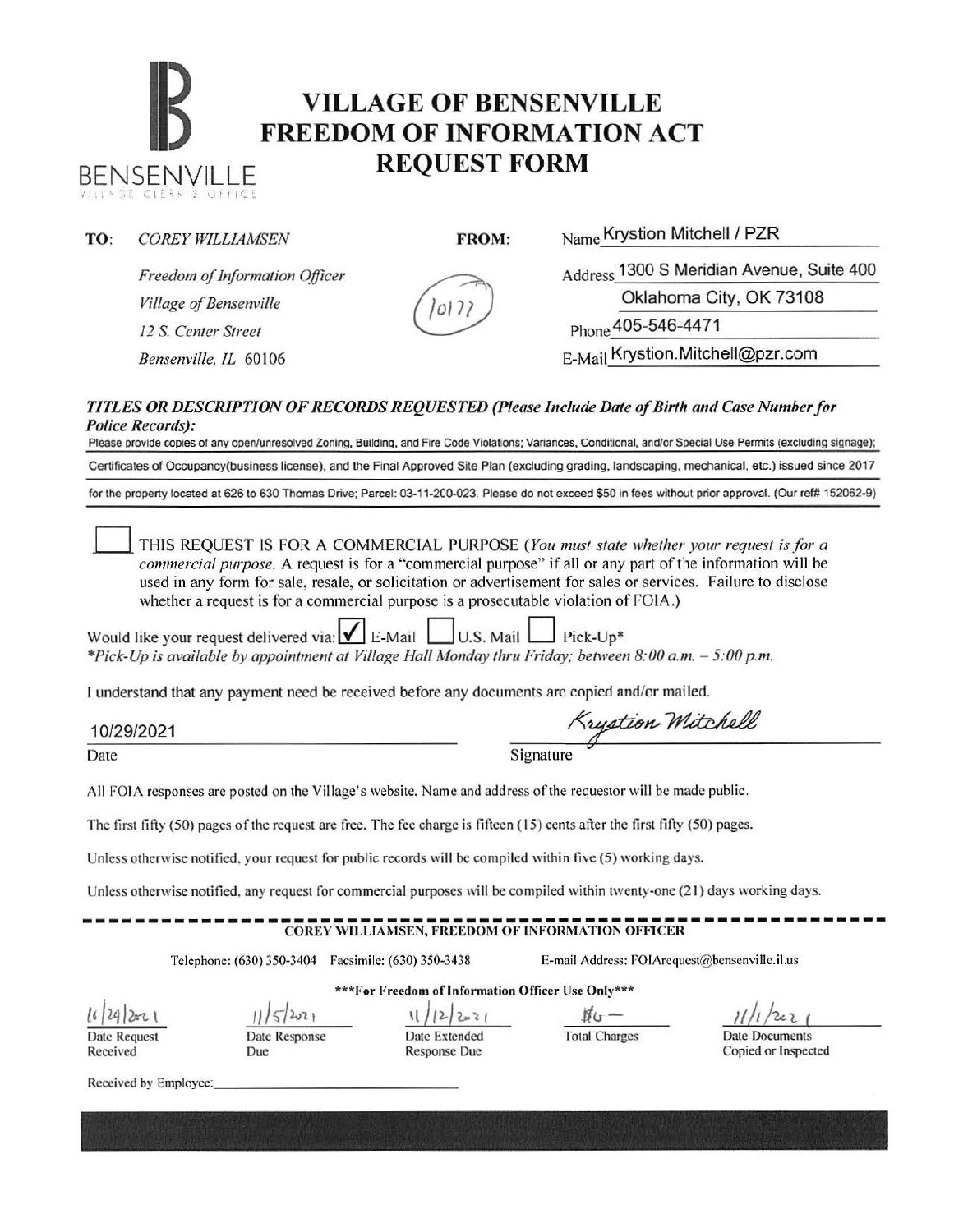# VILLAGE OF BENSENVILLE FREEDOM OF INFORMATION ACT REQUEST FORM

BENSENVILLE
VILLAGE CLERK'S OFFICE

**TO:** *COREY WILLIAMSEN*

*Freedom of Information Officer*
*Village of Bensenville*
*12 S. Center Street*
*Bensenville, IL 60106*

**FROM:**

10177

Name: Krystion Mitchell / PZR
Address: 1300 S Meridian Avenue, Suite 400
Oklahoma City, OK 73108
Phone: 405-546-4471
E-Mail: Krystion.Mitchell@pzr.com

***TITLES OR DESCRIPTION OF RECORDS REQUESTED (Please Include Date of Birth and Case Number for Police Records):***

Please provide copies of any open/unresolved Zoning, Building, and Fire Code Violations; Variances, Conditional, and/or Special Use Permits (excluding signage); Certificates of Occupancy(business license), and the Final Approved Site Plan (excluding grading, landscaping, mechanical, etc.) issued since 2017 for the property located at 626 to 630 Thomas Drive; Parcel: 03-11-200-023. Please do not exceed $50 in fees without prior approval. (Our ref# 152062-9)

☐ THIS REQUEST IS FOR A COMMERCIAL PURPOSE (*You must state whether your request is for a commercial purpose.* A request is for a "commercial purpose" if all or any part of the information will be used in any form for sale, resale, or solicitation or advertisement for sales or services. Failure to disclose whether a request is for a commercial purpose is a prosecutable violation of FOIA.)

Would like your request delivered via: ☑ E-Mail ☐ U.S. Mail ☐ Pick-Up*

*\*Pick-Up is available by appointment at Village Hall Monday thru Friday; between 8:00 a.m. – 5:00 p.m.*

I understand that any payment need be received before any documents are copied and/or mailed.

Date: 10/29/2021

Signature: Krystion Mitchell

All FOIA responses are posted on the Village's website. Name and address of the requestor will be made public.

The first fifty (50) pages of the request are free. The fee charge is fifteen (15) cents after the first fifty (50) pages.

Unless otherwise notified, your request for public records will be compiled within five (5) working days.

Unless otherwise notified, any request for commercial purposes will be compiled within twenty-one (21) days working days.

---

**COREY WILLIAMSEN, FREEDOM OF INFORMATION OFFICER**

Telephone: (630) 350-3404 Facsimile: (630) 350-3438 E-mail Address: FOIArequest@bensenville.il.us

**\*\*\*For Freedom of Information Officer Use Only\*\*\***

| 10/29/2021 | 11/5/2021 | 11/12/2021 | $0 — | 11/1/2021 |
|---|---|---|---|---|
| Date Request Received | Date Response Due | Date Extended Response Due | Total Charges | Date Documents Copied or Inspected |

Received by Employee: ______________________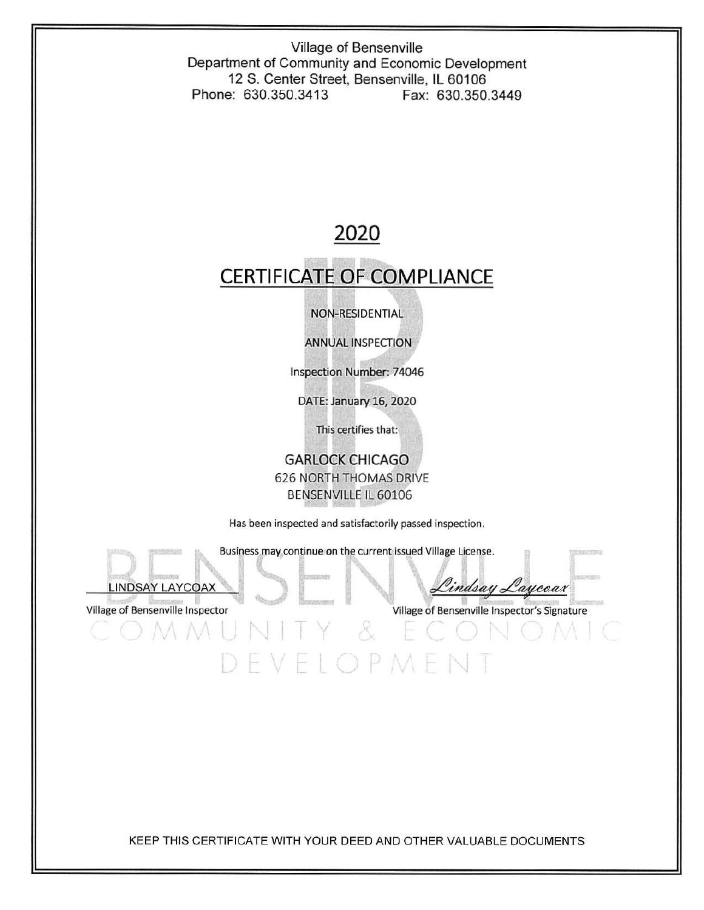Village of Bensenville
Department of Community and Economic Development
12 S. Center Street, Bensenville, IL 60106
Phone: 630.350.3413 Fax: 630.350.3449

# 2020

# CERTIFICATE OF COMPLIANCE

NON-RESIDENTIAL

ANNUAL INSPECTION

Inspection Number: 74046

DATE: January 16, 2020

This certifies that:

GARLOCK CHICAGO
626 NORTH THOMAS DRIVE
BENSENVILLE IL 60106

Has been inspected and satisfactorily passed inspection.

Business may continue on the current issued Village License.

LINDSAY LAYCOAX
Village of Bensenville Inspector

*Lindsay Laycoax*
Village of Bensenville Inspector's Signature

BENSENVILLE
COMMUNITY & ECONOMIC
DEVELOPMENT

KEEP THIS CERTIFICATE WITH YOUR DEED AND OTHER VALUABLE DOCUMENTS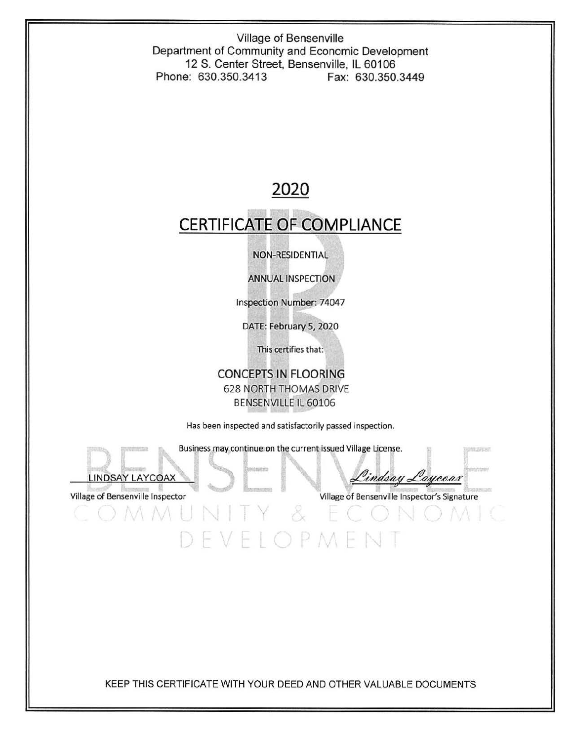Village of Bensenville
Department of Community and Economic Development
12 S. Center Street, Bensenville, IL 60106
Phone: 630.350.3413 Fax: 630.350.3449

# 2020

# CERTIFICATE OF COMPLIANCE

NON-RESIDENTIAL

ANNUAL INSPECTION

Inspection Number: 74047

DATE: February 5, 2020

This certifies that:

CONCEPTS IN FLOORING
628 NORTH THOMAS DRIVE
BENSENVILLE IL 60106

Has been inspected and satisfactorily passed inspection.

Business may continue on the current issued Village License.

LINDSAY LAYCOAX — Village of Bensenville Inspector

*Lindsay Laycoax* — Village of Bensenville Inspector's Signature

BENSENVILLE
COMMUNITY & ECONOMIC
DEVELOPMENT

KEEP THIS CERTIFICATE WITH YOUR DEED AND OTHER VALUABLE DOCUMENTS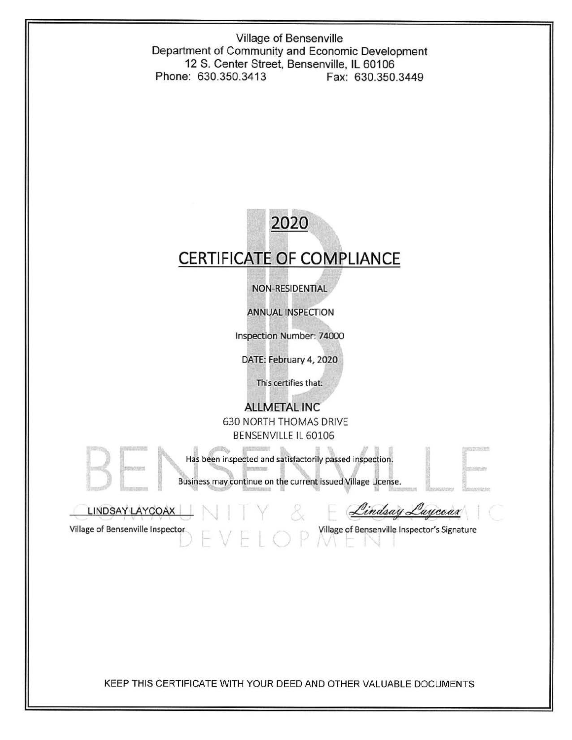Village of Bensenville
Department of Community and Economic Development
12 S. Center Street, Bensenville, IL 60106
Phone: 630.350.3413 Fax: 630.350.3449

# 2020

# CERTIFICATE OF COMPLIANCE

NON-RESIDENTIAL

ANNUAL INSPECTION

Inspection Number: 74000

DATE: February 4, 2020

This certifies that:

**ALLMETAL INC**
630 NORTH THOMAS DRIVE
BENSENVILLE IL 60106

Has been inspected and satisfactorily passed inspection.

Business may continue on the current issued Village License.

LINDSAY LAYCOAX — Village of Bensenville Inspector

*Lindsay Laycoax* — Village of Bensenville Inspector's Signature

KEEP THIS CERTIFICATE WITH YOUR DEED AND OTHER VALUABLE DOCUMENTS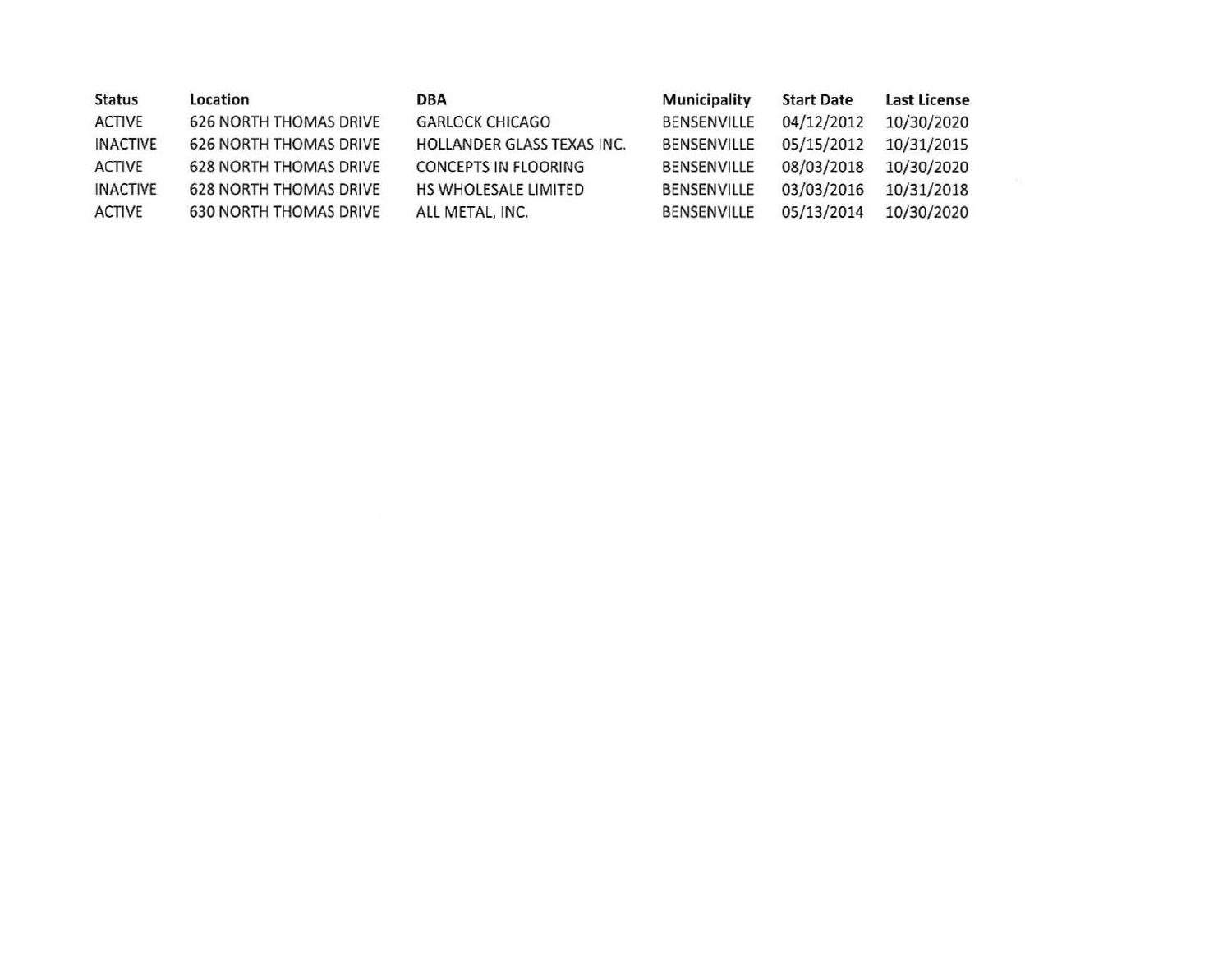| Status | Location | DBA | Municipality | Start Date | Last License |
| --- | --- | --- | --- | --- | --- |
| ACTIVE | 626 NORTH THOMAS DRIVE | GARLOCK CHICAGO | BENSENVILLE | 04/12/2012 | 10/30/2020 |
| INACTIVE | 626 NORTH THOMAS DRIVE | HOLLANDER GLASS TEXAS INC. | BENSENVILLE | 05/15/2012 | 10/31/2015 |
| ACTIVE | 628 NORTH THOMAS DRIVE | CONCEPTS IN FLOORING | BENSENVILLE | 08/03/2018 | 10/30/2020 |
| INACTIVE | 628 NORTH THOMAS DRIVE | HS WHOLESALE LIMITED | BENSENVILLE | 03/03/2016 | 10/31/2018 |
| ACTIVE | 630 NORTH THOMAS DRIVE | ALL METAL, INC. | BENSENVILLE | 05/13/2014 | 10/30/2020 |